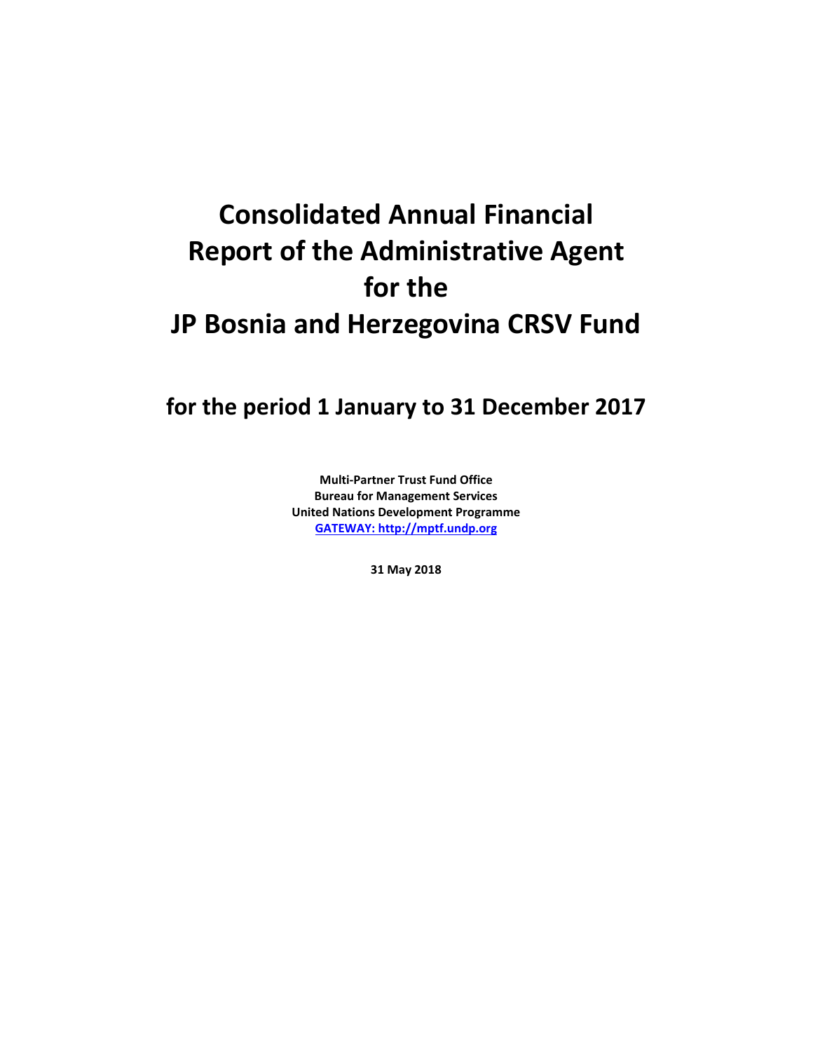# Consolidated Annual Financial Report of the Administrative Agent for the JP Bosnia and Herzegovina CRSV Fund

## for the period 1 January to 31 December 2017

**Multi-Partner Trust Fund Office**
**Bureau for Management Services**
**United Nations Development Programme**
**GATEWAY: http://mptf.undp.org**

**31 May 2018**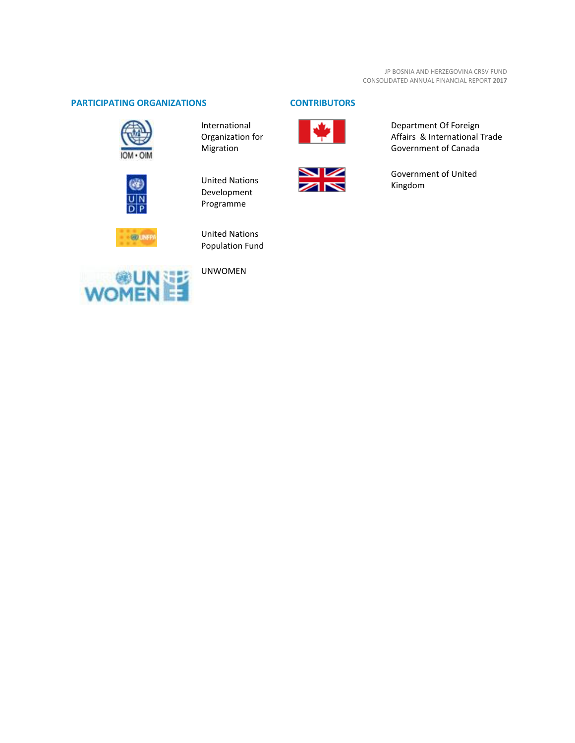## PARTICIPATING ORGANIZATIONS

International Organization for Migration

United Nations Development Programme

United Nations Population Fund

UNWOMEN

## CONTRIBUTORS

Department Of Foreign Affairs & International Trade Government of Canada

Government of United Kingdom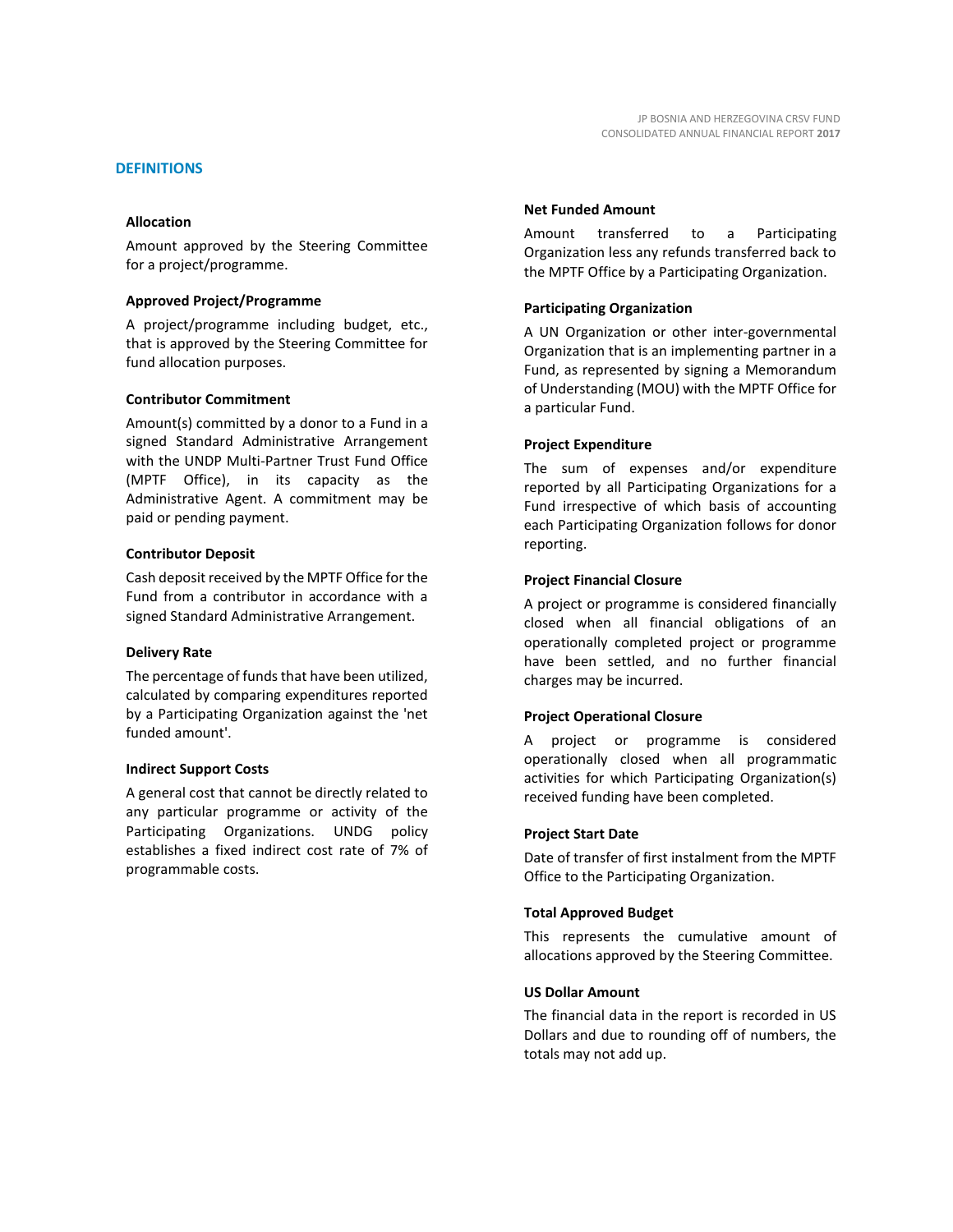## DEFINITIONS

### Allocation

Amount approved by the Steering Committee for a project/programme.

### Approved Project/Programme

A project/programme including budget, etc., that is approved by the Steering Committee for fund allocation purposes.

### Contributor Commitment

Amount(s) committed by a donor to a Fund in a signed Standard Administrative Arrangement with the UNDP Multi-Partner Trust Fund Office (MPTF Office), in its capacity as the Administrative Agent. A commitment may be paid or pending payment.

### Contributor Deposit

Cash deposit received by the MPTF Office for the Fund from a contributor in accordance with a signed Standard Administrative Arrangement.

### Delivery Rate

The percentage of funds that have been utilized, calculated by comparing expenditures reported by a Participating Organization against the 'net funded amount'.

### Indirect Support Costs

A general cost that cannot be directly related to any particular programme or activity of the Participating Organizations. UNDG policy establishes a fixed indirect cost rate of 7% of programmable costs.

### Net Funded Amount

Amount transferred to a Participating Organization less any refunds transferred back to the MPTF Office by a Participating Organization.

### Participating Organization

A UN Organization or other inter-governmental Organization that is an implementing partner in a Fund, as represented by signing a Memorandum of Understanding (MOU) with the MPTF Office for a particular Fund.

### Project Expenditure

The sum of expenses and/or expenditure reported by all Participating Organizations for a Fund irrespective of which basis of accounting each Participating Organization follows for donor reporting.

### Project Financial Closure

A project or programme is considered financially closed when all financial obligations of an operationally completed project or programme have been settled, and no further financial charges may be incurred.

### Project Operational Closure

A project or programme is considered operationally closed when all programmatic activities for which Participating Organization(s) received funding have been completed.

### Project Start Date

Date of transfer of first instalment from the MPTF Office to the Participating Organization.

### Total Approved Budget

This represents the cumulative amount of allocations approved by the Steering Committee.

### US Dollar Amount

The financial data in the report is recorded in US Dollars and due to rounding off of numbers, the totals may not add up.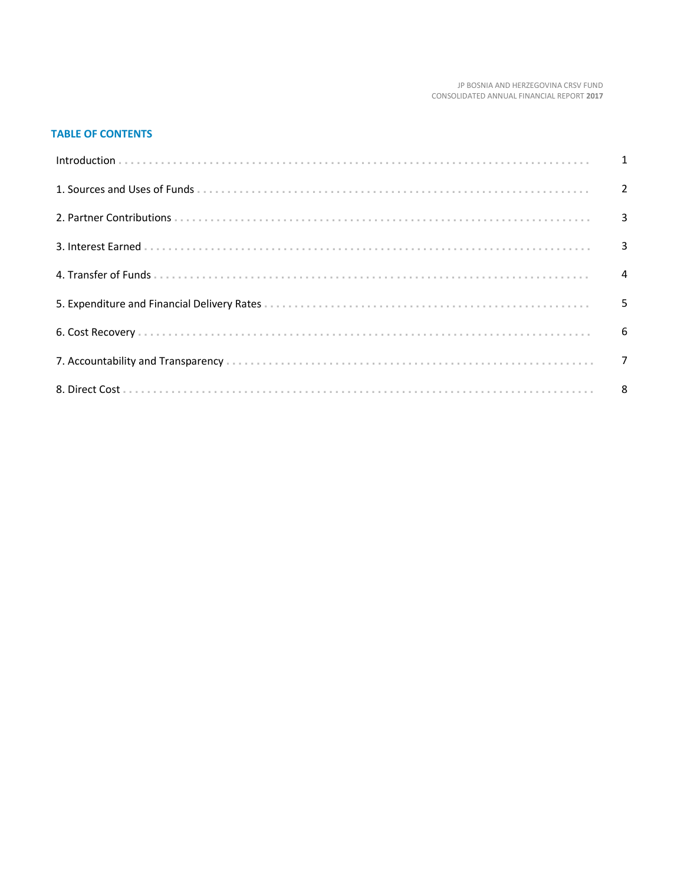## TABLE OF CONTENTS

| | |
|---|---|
| Introduction | 1 |
| 1. Sources and Uses of Funds | 2 |
| 2. Partner Contributions | 3 |
| 3. Interest Earned | 3 |
| 4. Transfer of Funds | 4 |
| 5. Expenditure and Financial Delivery Rates | 5 |
| 6. Cost Recovery | 6 |
| 7. Accountability and Transparency | 7 |
| 8. Direct Cost | 8 |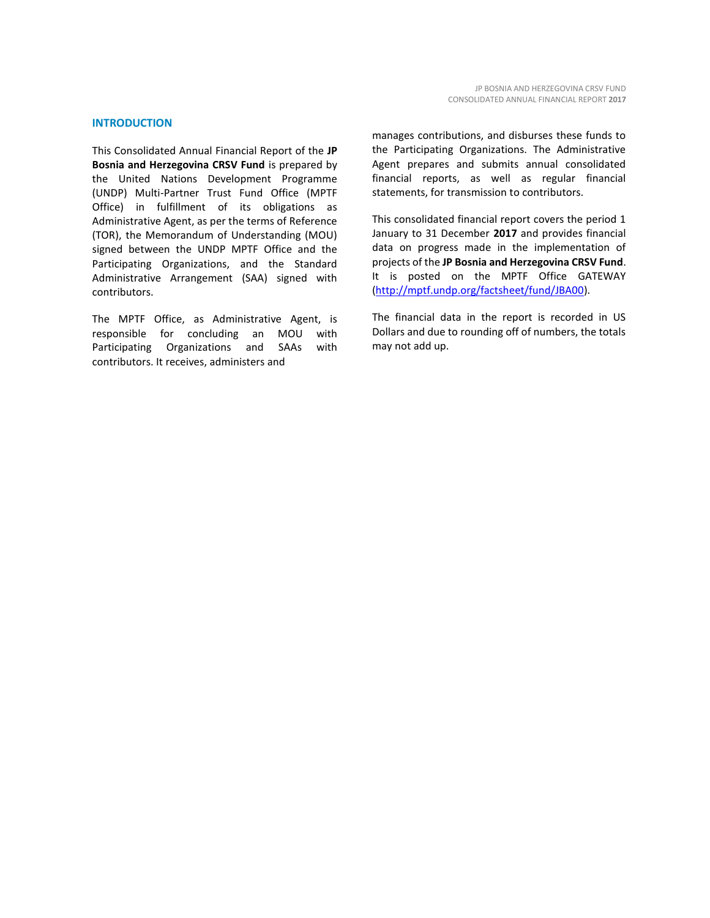## INTRODUCTION

This Consolidated Annual Financial Report of the **JP Bosnia and Herzegovina CRSV Fund** is prepared by the United Nations Development Programme (UNDP) Multi-Partner Trust Fund Office (MPTF Office) in fulfillment of its obligations as Administrative Agent, as per the terms of Reference (TOR), the Memorandum of Understanding (MOU) signed between the UNDP MPTF Office and the Participating Organizations, and the Standard Administrative Arrangement (SAA) signed with contributors.

The MPTF Office, as Administrative Agent, is responsible for concluding an MOU with Participating Organizations and SAAs with contributors. It receives, administers and manages contributions, and disburses these funds to the Participating Organizations. The Administrative Agent prepares and submits annual consolidated financial reports, as well as regular financial statements, for transmission to contributors.

This consolidated financial report covers the period 1 January to 31 December **2017** and provides financial data on progress made in the implementation of projects of the **JP Bosnia and Herzegovina CRSV Fund**. It is posted on the MPTF Office GATEWAY (http://mptf.undp.org/factsheet/fund/JBA00).

The financial data in the report is recorded in US Dollars and due to rounding off of numbers, the totals may not add up.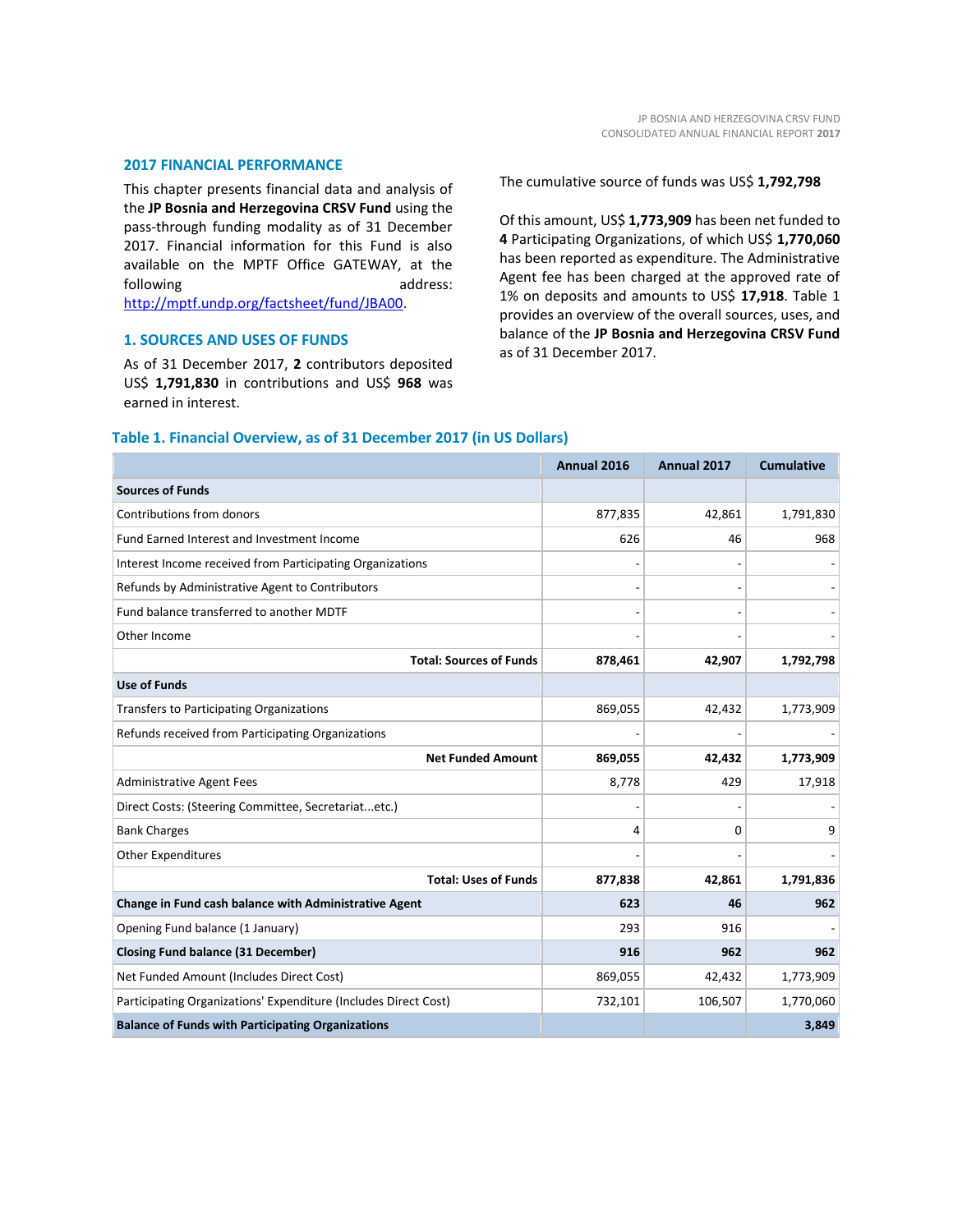## 2017 FINANCIAL PERFORMANCE

This chapter presents financial data and analysis of the **JP Bosnia and Herzegovina CRSV Fund** using the pass-through funding modality as of 31 December 2017. Financial information for this Fund is also available on the MPTF Office GATEWAY, at the following address: http://mptf.undp.org/factsheet/fund/JBA00.

### 1. SOURCES AND USES OF FUNDS

As of 31 December 2017, **2** contributors deposited US$ **1,791,830** in contributions and US$ **968** was earned in interest.

The cumulative source of funds was US$ **1,792,798**

Of this amount, US$ **1,773,909** has been net funded to **4** Participating Organizations, of which US$ **1,770,060** has been reported as expenditure. The Administrative Agent fee has been charged at the approved rate of 1% on deposits and amounts to US$ **17,918**. Table 1 provides an overview of the overall sources, uses, and balance of the **JP Bosnia and Herzegovina CRSV Fund** as of 31 December 2017.

**Table 1. Financial Overview, as of 31 December 2017 (in US Dollars)**

| | Annual 2016 | Annual 2017 | Cumulative |
|---|---|---|---|
| **Sources of Funds** | | | |
| Contributions from donors | 877,835 | 42,861 | 1,791,830 |
| Fund Earned Interest and Investment Income | 626 | 46 | 968 |
| Interest Income received from Participating Organizations | - | - | - |
| Refunds by Administrative Agent to Contributors | - | - | - |
| Fund balance transferred to another MDTF | - | - | - |
| Other Income | - | - | - |
| **Total: Sources of Funds** | **878,461** | **42,907** | **1,792,798** |
| **Use of Funds** | | | |
| Transfers to Participating Organizations | 869,055 | 42,432 | 1,773,909 |
| Refunds received from Participating Organizations | - | - | - |
| **Net Funded Amount** | **869,055** | **42,432** | **1,773,909** |
| Administrative Agent Fees | 8,778 | 429 | 17,918 |
| Direct Costs: (Steering Committee, Secretariat...etc.) | - | - | - |
| Bank Charges | 4 | 0 | 9 |
| Other Expenditures | - | - | - |
| **Total: Uses of Funds** | **877,838** | **42,861** | **1,791,836** |
| **Change in Fund cash balance with Administrative Agent** | **623** | **46** | **962** |
| Opening Fund balance (1 January) | 293 | 916 | - |
| **Closing Fund balance (31 December)** | **916** | **962** | **962** |
| Net Funded Amount (Includes Direct Cost) | 869,055 | 42,432 | 1,773,909 |
| Participating Organizations' Expenditure (Includes Direct Cost) | 732,101 | 106,507 | 1,770,060 |
| **Balance of Funds with Participating Organizations** | | | **3,849** |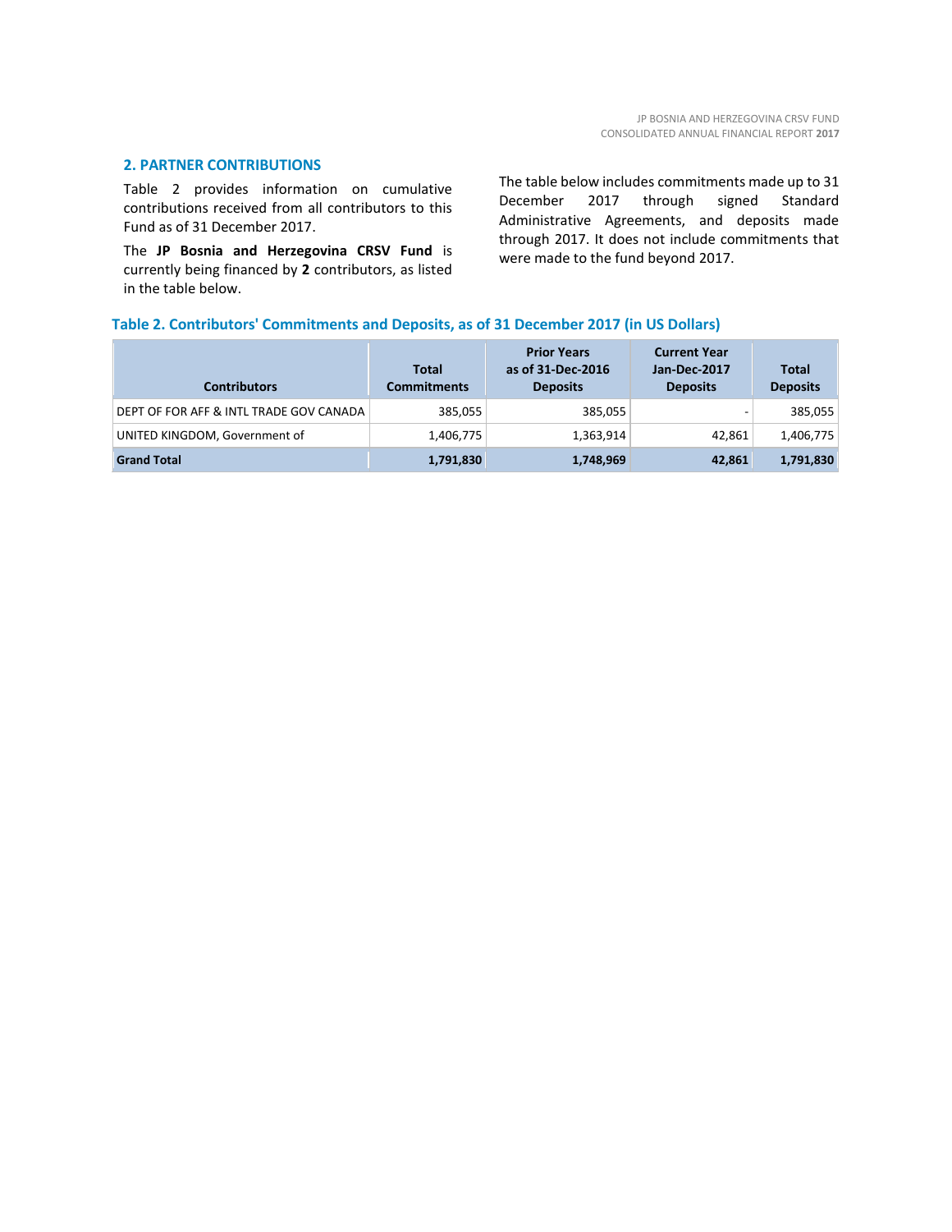## 2. PARTNER CONTRIBUTIONS

Table 2 provides information on cumulative contributions received from all contributors to this Fund as of 31 December 2017.

The **JP Bosnia and Herzegovina CRSV Fund** is currently being financed by **2** contributors, as listed in the table below.

The table below includes commitments made up to 31 December 2017 through signed Standard Administrative Agreements, and deposits made through 2017. It does not include commitments that were made to the fund beyond 2017.

### Table 2. Contributors' Commitments and Deposits, as of 31 December 2017 (in US Dollars)

| Contributors | Total Commitments | Prior Years as of 31-Dec-2016 Deposits | Current Year Jan-Dec-2017 Deposits | Total Deposits |
|---|---|---|---|---|
| DEPT OF FOR AFF & INTL TRADE GOV CANADA | 385,055 | 385,055 | - | 385,055 |
| UNITED KINGDOM, Government of | 1,406,775 | 1,363,914 | 42,861 | 1,406,775 |
| **Grand Total** | **1,791,830** | **1,748,969** | **42,861** | **1,791,830** |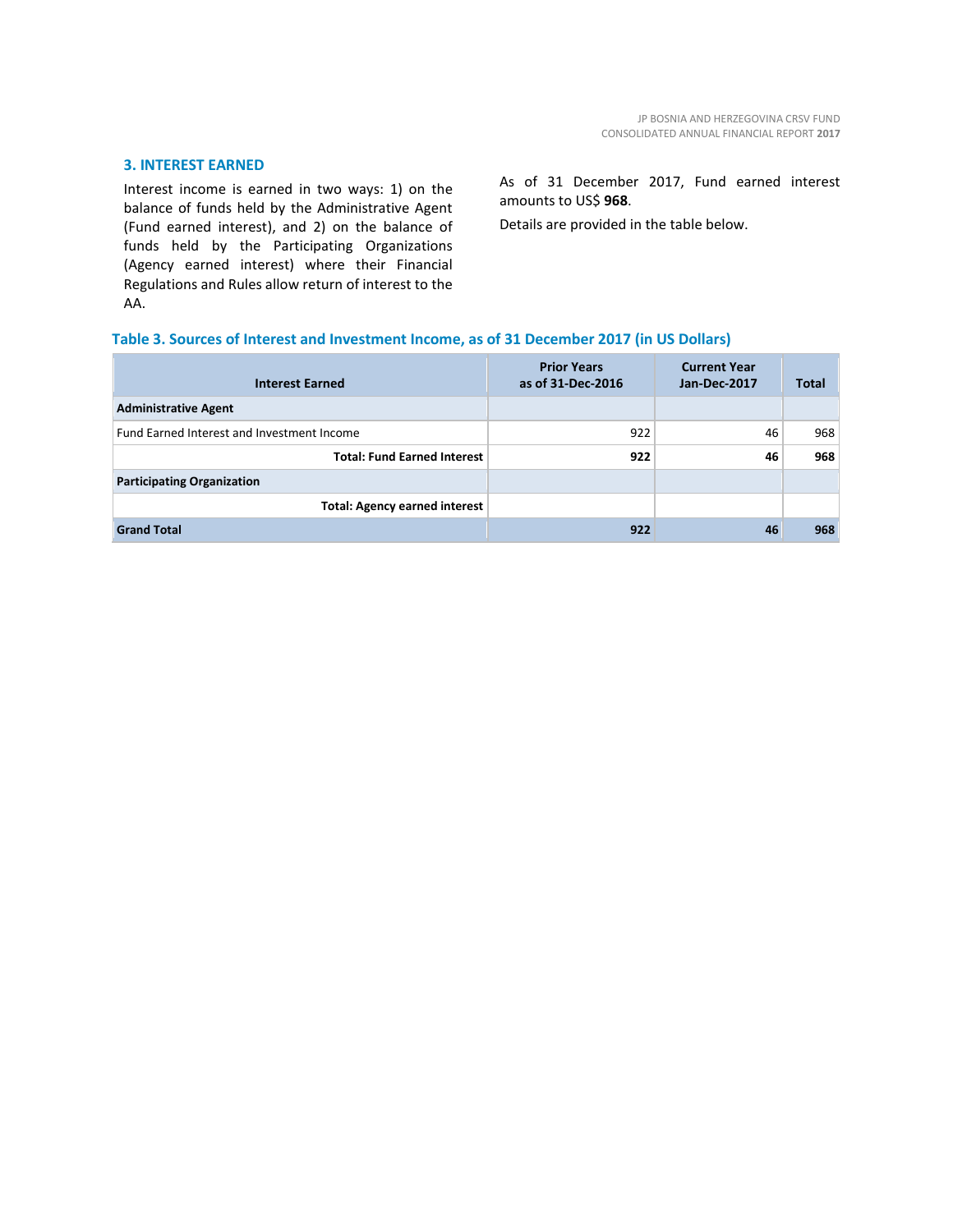## 3. INTEREST EARNED

Interest income is earned in two ways: 1) on the balance of funds held by the Administrative Agent (Fund earned interest), and 2) on the balance of funds held by the Participating Organizations (Agency earned interest) where their Financial Regulations and Rules allow return of interest to the AA.

As of 31 December 2017, Fund earned interest amounts to US$ **968**.

Details are provided in the table below.

**Table 3. Sources of Interest and Investment Income, as of 31 December 2017 (in US Dollars)**

| Interest Earned | Prior Years as of 31-Dec-2016 | Current Year Jan-Dec-2017 | Total |
|---|---|---|---|
| **Administrative Agent** | | | |
| Fund Earned Interest and Investment Income | 922 | 46 | 968 |
| **Total: Fund Earned Interest** | **922** | **46** | **968** |
| **Participating Organization** | | | |
| **Total: Agency earned interest** | | | |
| **Grand Total** | **922** | **46** | **968** |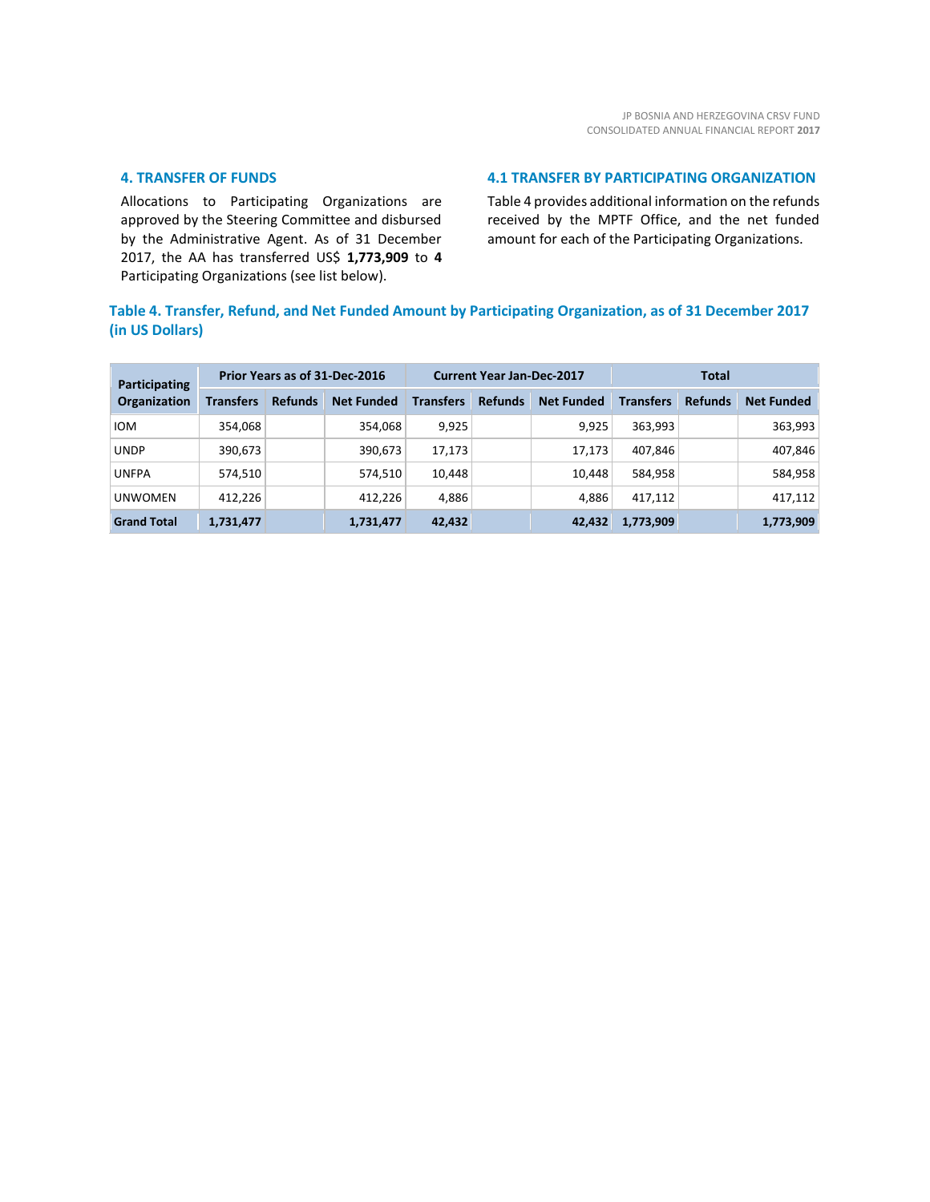## 4. TRANSFER OF FUNDS

Allocations to Participating Organizations are approved by the Steering Committee and disbursed by the Administrative Agent. As of 31 December 2017, the AA has transferred US$ **1,773,909** to **4** Participating Organizations (see list below).

## 4.1 TRANSFER BY PARTICIPATING ORGANIZATION

Table 4 provides additional information on the refunds received by the MPTF Office, and the net funded amount for each of the Participating Organizations.

**Table 4. Transfer, Refund, and Net Funded Amount by Participating Organization, as of 31 December 2017 (in US Dollars)**

| Participating Organization | Prior Years as of 31-Dec-2016 | | | Current Year Jan-Dec-2017 | | | Total | | |
|---|---|---|---|---|---|---|---|---|---|
| | Transfers | Refunds | Net Funded | Transfers | Refunds | Net Funded | Transfers | Refunds | Net Funded |
| IOM | 354,068 | | 354,068 | 9,925 | | 9,925 | 363,993 | | 363,993 |
| UNDP | 390,673 | | 390,673 | 17,173 | | 17,173 | 407,846 | | 407,846 |
| UNFPA | 574,510 | | 574,510 | 10,448 | | 10,448 | 584,958 | | 584,958 |
| UNWOMEN | 412,226 | | 412,226 | 4,886 | | 4,886 | 417,112 | | 417,112 |
| **Grand Total** | **1,731,477** | | **1,731,477** | **42,432** | | **42,432** | **1,773,909** | | **1,773,909** |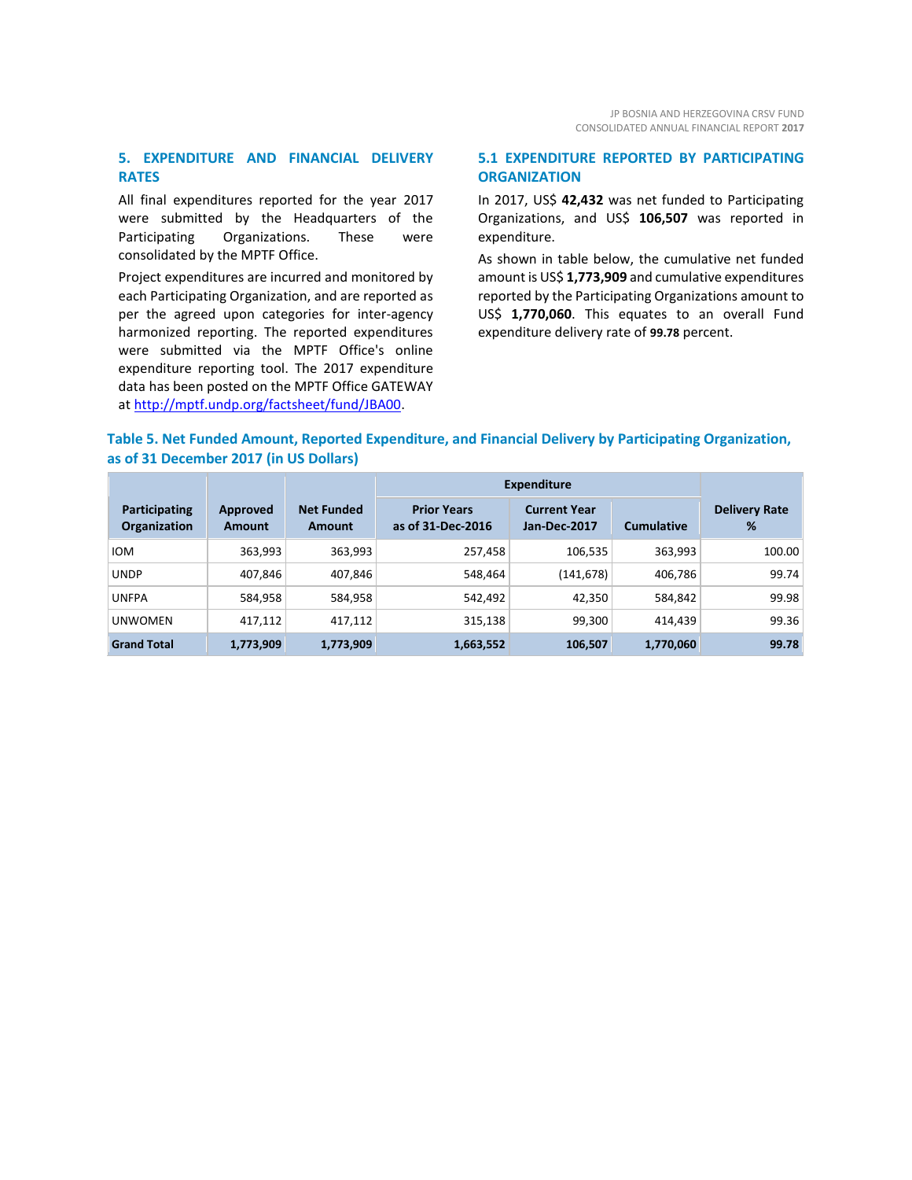## 5. EXPENDITURE AND FINANCIAL DELIVERY RATES

All final expenditures reported for the year 2017 were submitted by the Headquarters of the Participating Organizations. These were consolidated by the MPTF Office.

Project expenditures are incurred and monitored by each Participating Organization, and are reported as per the agreed upon categories for inter-agency harmonized reporting. The reported expenditures were submitted via the MPTF Office's online expenditure reporting tool. The 2017 expenditure data has been posted on the MPTF Office GATEWAY at http://mptf.undp.org/factsheet/fund/JBA00.

### 5.1 EXPENDITURE REPORTED BY PARTICIPATING ORGANIZATION

In 2017, US$ **42,432** was net funded to Participating Organizations, and US$ **106,507** was reported in expenditure.

As shown in table below, the cumulative net funded amount is US$ **1,773,909** and cumulative expenditures reported by the Participating Organizations amount to US$ **1,770,060**. This equates to an overall Fund expenditure delivery rate of **99.78** percent.

**Table 5. Net Funded Amount, Reported Expenditure, and Financial Delivery by Participating Organization, as of 31 December 2017 (in US Dollars)**

| Participating Organization | Approved Amount | Net Funded Amount | Expenditure | | | Delivery Rate % |
|---|---|---|---|---|---|---|
| | | | Prior Years as of 31-Dec-2016 | Current Year Jan-Dec-2017 | Cumulative | |
| IOM | 363,993 | 363,993 | 257,458 | 106,535 | 363,993 | 100.00 |
| UNDP | 407,846 | 407,846 | 548,464 | (141,678) | 406,786 | 99.74 |
| UNFPA | 584,958 | 584,958 | 542,492 | 42,350 | 584,842 | 99.98 |
| UNWOMEN | 417,112 | 417,112 | 315,138 | 99,300 | 414,439 | 99.36 |
| **Grand Total** | **1,773,909** | **1,773,909** | **1,663,552** | **106,507** | **1,770,060** | **99.78** |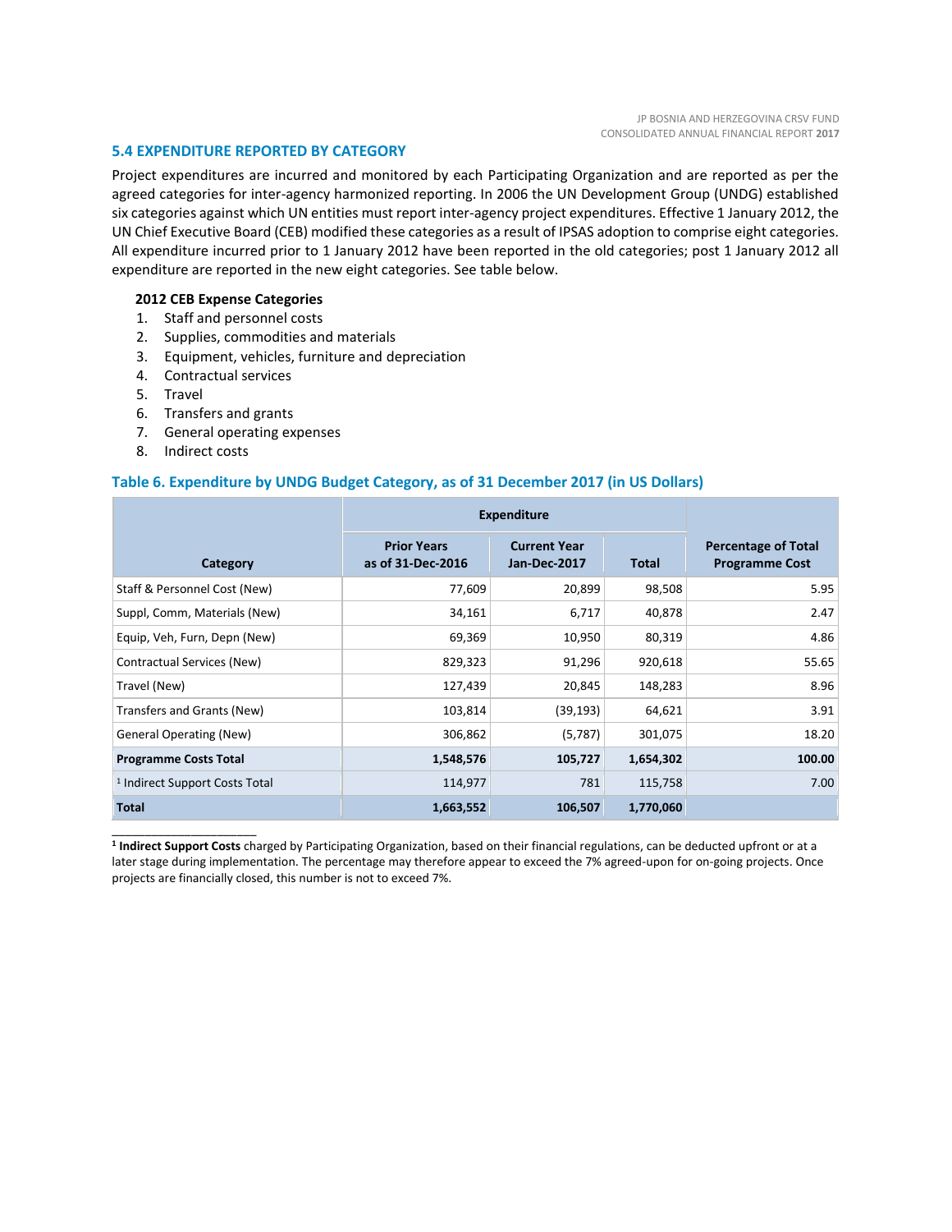## 5.4 EXPENDITURE REPORTED BY CATEGORY

Project expenditures are incurred and monitored by each Participating Organization and are reported as per the agreed categories for inter-agency harmonized reporting. In 2006 the UN Development Group (UNDG) established six categories against which UN entities must report inter-agency project expenditures. Effective 1 January 2012, the UN Chief Executive Board (CEB) modified these categories as a result of IPSAS adoption to comprise eight categories. All expenditure incurred prior to 1 January 2012 have been reported in the old categories; post 1 January 2012 all expenditure are reported in the new eight categories. See table below.

**2012 CEB Expense Categories**

1. Staff and personnel costs
2. Supplies, commodities and materials
3. Equipment, vehicles, furniture and depreciation
4. Contractual services
5. Travel
6. Transfers and grants
7. General operating expenses
8. Indirect costs

### Table 6. Expenditure by UNDG Budget Category, as of 31 December 2017 (in US Dollars)

| Category | Expenditure | | | Percentage of Total Programme Cost |
|---|---|---|---|---|
| | Prior Years as of 31-Dec-2016 | Current Year Jan-Dec-2017 | Total | |
| Staff & Personnel Cost (New) | 77,609 | 20,899 | 98,508 | 5.95 |
| Suppl, Comm, Materials (New) | 34,161 | 6,717 | 40,878 | 2.47 |
| Equip, Veh, Furn, Depn (New) | 69,369 | 10,950 | 80,319 | 4.86 |
| Contractual Services (New) | 829,323 | 91,296 | 920,618 | 55.65 |
| Travel (New) | 127,439 | 20,845 | 148,283 | 8.96 |
| Transfers and Grants (New) | 103,814 | (39,193) | 64,621 | 3.91 |
| General Operating (New) | 306,862 | (5,787) | 301,075 | 18.20 |
| **Programme Costs Total** | **1,548,576** | **105,727** | **1,654,302** | **100.00** |
| [1] Indirect Support Costs Total | 114,977 | 781 | 115,758 | 7.00 |
| **Total** | **1,663,552** | **106,507** | **1,770,060** | |

[1] **Indirect Support Costs** charged by Participating Organization, based on their financial regulations, can be deducted upfront or at a later stage during implementation. The percentage may therefore appear to exceed the 7% agreed-upon for on-going projects. Once projects are financially closed, this number is not to exceed 7%.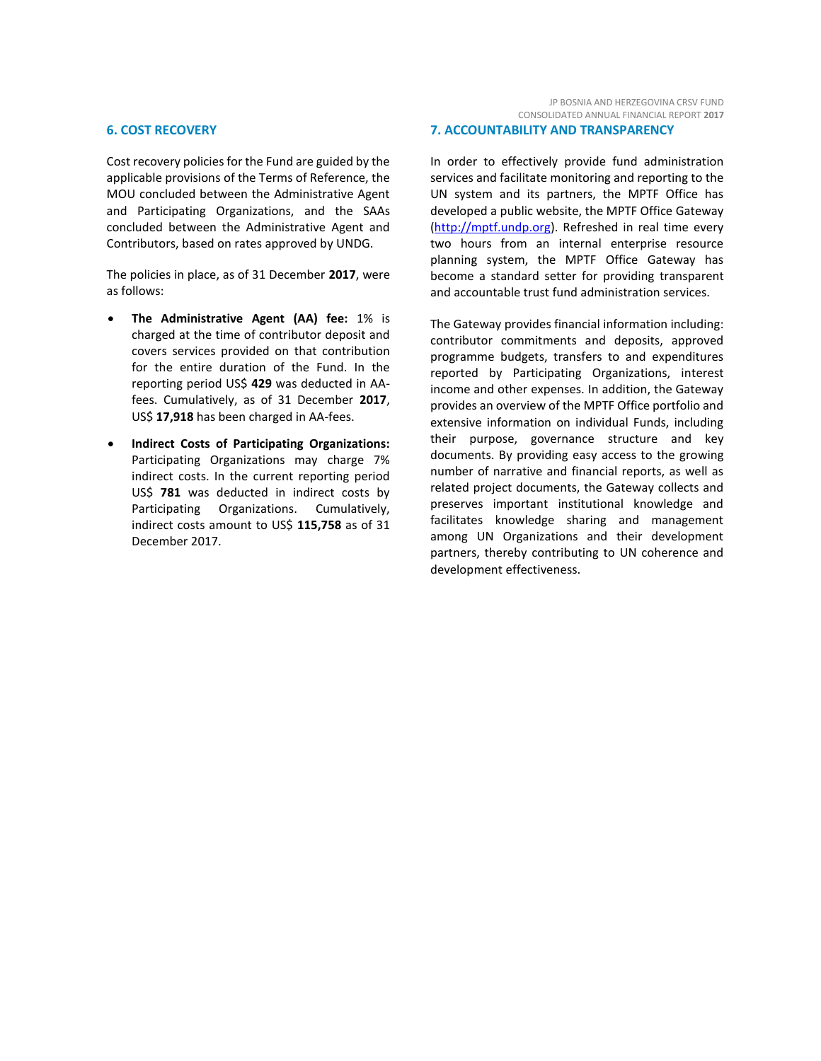## 6. COST RECOVERY

Cost recovery policies for the Fund are guided by the applicable provisions of the Terms of Reference, the MOU concluded between the Administrative Agent and Participating Organizations, and the SAAs concluded between the Administrative Agent and Contributors, based on rates approved by UNDG.

The policies in place, as of 31 December **2017**, were as follows:

- **The Administrative Agent (AA) fee:** 1% is charged at the time of contributor deposit and covers services provided on that contribution for the entire duration of the Fund. In the reporting period US$ **429** was deducted in AA-fees. Cumulatively, as of 31 December **2017**, US$ **17,918** has been charged in AA-fees.
- **Indirect Costs of Participating Organizations:** Participating Organizations may charge 7% indirect costs. In the current reporting period US$ **781** was deducted in indirect costs by Participating Organizations. Cumulatively, indirect costs amount to US$ **115,758** as of 31 December 2017.

## 7. ACCOUNTABILITY AND TRANSPARENCY

In order to effectively provide fund administration services and facilitate monitoring and reporting to the UN system and its partners, the MPTF Office has developed a public website, the MPTF Office Gateway (http://mptf.undp.org). Refreshed in real time every two hours from an internal enterprise resource planning system, the MPTF Office Gateway has become a standard setter for providing transparent and accountable trust fund administration services.

The Gateway provides financial information including: contributor commitments and deposits, approved programme budgets, transfers to and expenditures reported by Participating Organizations, interest income and other expenses. In addition, the Gateway provides an overview of the MPTF Office portfolio and extensive information on individual Funds, including their purpose, governance structure and key documents. By providing easy access to the growing number of narrative and financial reports, as well as related project documents, the Gateway collects and preserves important institutional knowledge and facilitates knowledge sharing and management among UN Organizations and their development partners, thereby contributing to UN coherence and development effectiveness.